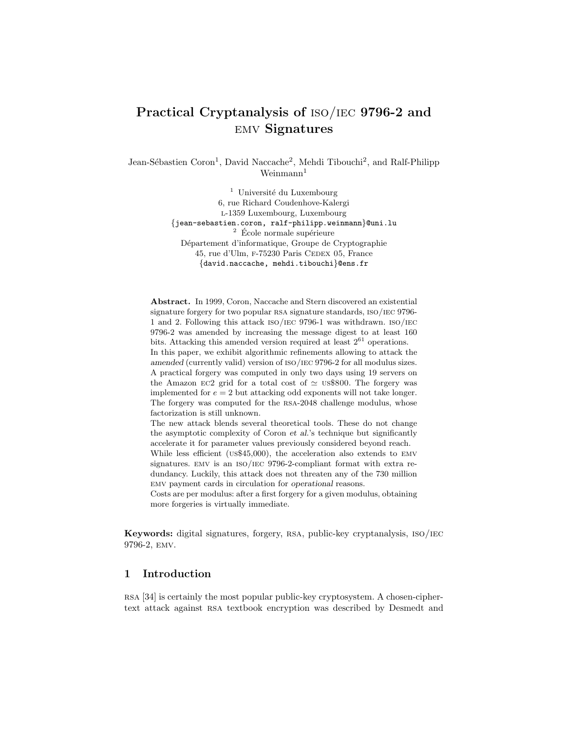# Practical Cryptanalysis of ISO/IEC 9796-2 and EMV Signatures

Jean-Sébastien Coron[1], David Naccache[2], Mehdi Tibouchi[2], and Ralf-Philipp Weinmann[1]

[1] Université du Luxembourg
6, rue Richard Coudenhove-Kalergi
L-1359 Luxembourg, Luxembourg
{jean-sebastien.coron, ralf-philipp.weinmann}@uni.lu

[2] École normale supérieure
Département d'informatique, Groupe de Cryptographie
45, rue d'Ulm, F-75230 Paris CEDEX 05, France
{david.naccache, mehdi.tibouchi}@ens.fr

**Abstract.** In 1999, Coron, Naccache and Stern discovered an existential signature forgery for two popular RSA signature standards, ISO/IEC 9796-1 and 2. Following this attack ISO/IEC 9796-1 was withdrawn. ISO/IEC 9796-2 was amended by increasing the message digest to at least 160 bits. Attacking this amended version required at least $2^{61}$ operations.

In this paper, we exhibit algorithmic refinements allowing to attack the *amended* (currently valid) version of ISO/IEC 9796-2 for all modulus sizes. A practical forgery was computed in only two days using 19 servers on the Amazon EC2 grid for a total cost of $\simeq$ US$800. The forgery was implemented for $e = 2$ but attacking odd exponents will not take longer. The forgery was computed for the RSA-2048 challenge modulus, whose factorization is still unknown.

The new attack blends several theoretical tools. These do not change the asymptotic complexity of Coron *et al.*'s technique but significantly accelerate it for parameter values previously considered beyond reach.

While less efficient (US$45,000), the acceleration also extends to EMV signatures. EMV is an ISO/IEC 9796-2-compliant format with extra redundancy. Luckily, this attack does not threaten any of the 730 million EMV payment cards in circulation for *operational* reasons.

Costs are per modulus: after a first forgery for a given modulus, obtaining more forgeries is virtually immediate.

**Keywords:** digital signatures, forgery, RSA, public-key cryptanalysis, ISO/IEC 9796-2, EMV.

## 1 Introduction

RSA [34] is certainly the most popular public-key cryptosystem. A chosen-ciphertext attack against RSA textbook encryption was described by Desmedt and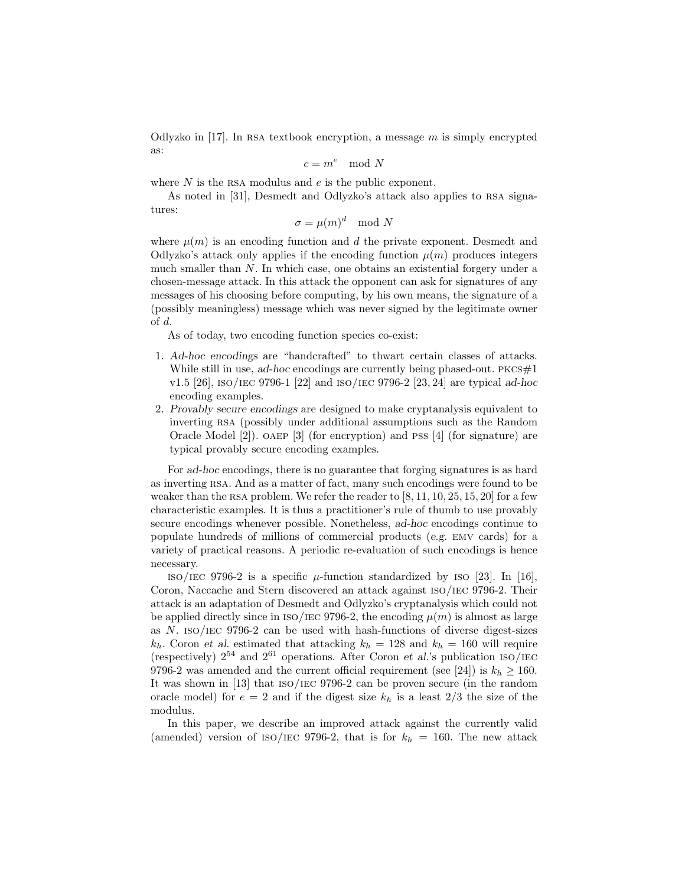Odlyzko in [17]. In RSA textbook encryption, a message $m$ is simply encrypted as:

$$c = m^e \mod N$$

where $N$ is the RSA modulus and $e$ is the public exponent.

As noted in [31], Desmedt and Odlyzko's attack also applies to RSA signatures:

$$\sigma = \mu(m)^d \mod N$$

where $\mu(m)$ is an encoding function and $d$ the private exponent. Desmedt and Odlyzko's attack only applies if the encoding function $\mu(m)$ produces integers much smaller than $N$. In which case, one obtains an existential forgery under a chosen-message attack. In this attack the opponent can ask for signatures of any messages of his choosing before computing, by his own means, the signature of a (possibly meaningless) message which was never signed by the legitimate owner of $d$.

As of today, two encoding function species co-exist:

1. *Ad-hoc encodings* are "handcrafted" to thwart certain classes of attacks. While still in use, *ad-hoc* encodings are currently being phased-out. PKCS#1 v1.5 [26], ISO/IEC 9796-1 [22] and ISO/IEC 9796-2 [23, 24] are typical *ad-hoc* encoding examples.
2. *Provably secure encodings* are designed to make cryptanalysis equivalent to inverting RSA (possibly under additional assumptions such as the Random Oracle Model [2]). OAEP [3] (for encryption) and PSS [4] (for signature) are typical provably secure encoding examples.

For *ad-hoc* encodings, there is no guarantee that forging signatures is as hard as inverting RSA. And as a matter of fact, many such encodings were found to be weaker than the RSA problem. We refer the reader to [8, 11, 10, 25, 15, 20] for a few characteristic examples. It is thus a practitioner's rule of thumb to use provably secure encodings whenever possible. Nonetheless, *ad-hoc* encodings continue to populate hundreds of millions of commercial products (*e.g.* EMV cards) for a variety of practical reasons. A periodic re-evaluation of such encodings is hence necessary.

ISO/IEC 9796-2 is a specific $\mu$-function standardized by ISO [23]. In [16], Coron, Naccache and Stern discovered an attack against ISO/IEC 9796-2. Their attack is an adaptation of Desmedt and Odlyzko's cryptanalysis which could not be applied directly since in ISO/IEC 9796-2, the encoding $\mu(m)$ is almost as large as $N$. ISO/IEC 9796-2 can be used with hash-functions of diverse digest-sizes $k_h$. Coron *et al.* estimated that attacking $k_h = 128$ and $k_h = 160$ will require (respectively) $2^{54}$ and $2^{61}$ operations. After Coron *et al.*'s publication ISO/IEC 9796-2 was amended and the current official requirement (see [24]) is $k_h \geq 160$. It was shown in [13] that ISO/IEC 9796-2 can be proven secure (in the random oracle model) for $e = 2$ and if the digest size $k_h$ is a least 2/3 the size of the modulus.

In this paper, we describe an improved attack against the currently valid (amended) version of ISO/IEC 9796-2, that is for $k_h = 160$. The new attack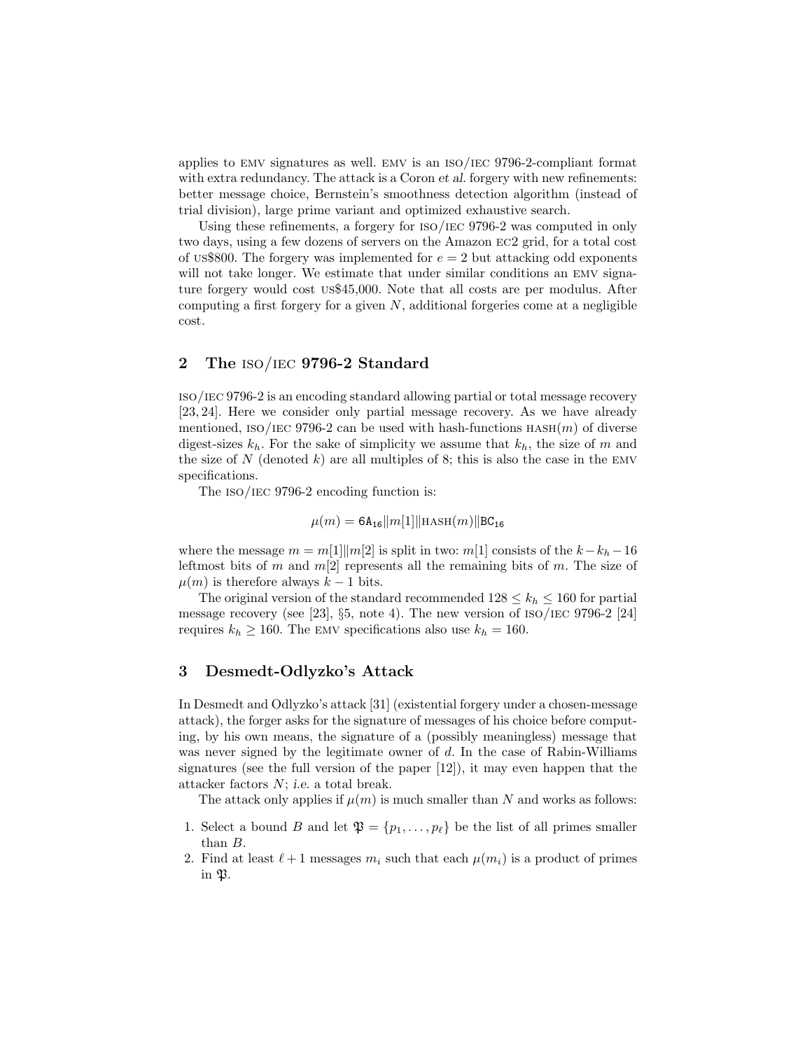applies to EMV signatures as well. EMV is an ISO/IEC 9796-2-compliant format with extra redundancy. The attack is a Coron *et al.* forgery with new refinements: better message choice, Bernstein's smoothness detection algorithm (instead of trial division), large prime variant and optimized exhaustive search.

Using these refinements, a forgery for ISO/IEC 9796-2 was computed in only two days, using a few dozens of servers on the Amazon EC2 grid, for a total cost of US$800. The forgery was implemented for $e = 2$ but attacking odd exponents will not take longer. We estimate that under similar conditions an EMV signature forgery would cost US$45,000. Note that all costs are per modulus. After computing a first forgery for a given $N$, additional forgeries come at a negligible cost.

## 2 The ISO/IEC 9796-2 Standard

ISO/IEC 9796-2 is an encoding standard allowing partial or total message recovery [23, 24]. Here we consider only partial message recovery. As we have already mentioned, ISO/IEC 9796-2 can be used with hash-functions $\text{HASH}(m)$ of diverse digest-sizes $k_h$. For the sake of simplicity we assume that $k_h$, the size of $m$ and the size of $N$ (denoted $k$) are all multiples of 8; this is also the case in the EMV specifications.

The ISO/IEC 9796-2 encoding function is:

$$\mu(m) = \texttt{6A}_{16} \| m[1] \| \text{HASH}(m) \| \texttt{BC}_{16}$$

where the message $m = m[1]\|m[2]$ is split in two: $m[1]$ consists of the $k - k_h - 16$ leftmost bits of $m$ and $m[2]$ represents all the remaining bits of $m$. The size of $\mu(m)$ is therefore always $k - 1$ bits.

The original version of the standard recommended $128 \le k_h \le 160$ for partial message recovery (see [23], §5, note 4). The new version of ISO/IEC 9796-2 [24] requires $k_h \ge 160$. The EMV specifications also use $k_h = 160$.

## 3 Desmedt-Odlyzko's Attack

In Desmedt and Odlyzko's attack [31] (existential forgery under a chosen-message attack), the forger asks for the signature of messages of his choice before computing, by his own means, the signature of a (possibly meaningless) message that was never signed by the legitimate owner of $d$. In the case of Rabin-Williams signatures (see the full version of the paper [12]), it may even happen that the attacker factors $N$; *i.e.* a total break.

The attack only applies if $\mu(m)$ is much smaller than $N$ and works as follows:

1. Select a bound $B$ and let $\mathfrak{P} = \{p_1, \ldots, p_\ell\}$ be the list of all primes smaller than $B$.
2. Find at least $\ell + 1$ messages $m_i$ such that each $\mu(m_i)$ is a product of primes in $\mathfrak{P}$.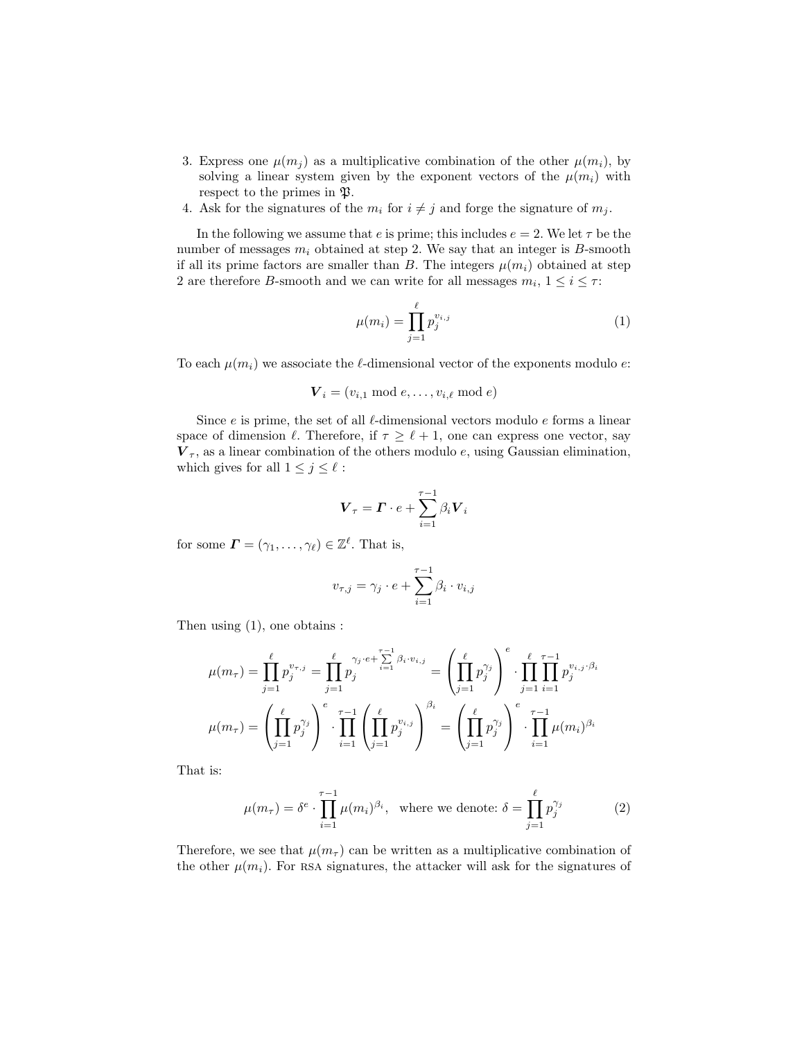3. Express one $\mu(m_j)$ as a multiplicative combination of the other $\mu(m_i)$, by solving a linear system given by the exponent vectors of the $\mu(m_i)$ with respect to the primes in $\mathfrak{P}$.
4. Ask for the signatures of the $m_i$ for $i \neq j$ and forge the signature of $m_j$.

In the following we assume that $e$ is prime; this includes $e = 2$. We let $\tau$ be the number of messages $m_i$ obtained at step 2. We say that an integer is $B$-smooth if all its prime factors are smaller than $B$. The integers $\mu(m_i)$ obtained at step 2 are therefore $B$-smooth and we can write for all messages $m_i$, $1 \leq i \leq \tau$:

$$\mu(m_i) = \prod_{j=1}^{\ell} p_j^{v_{i,j}} \tag{1}$$

To each $\mu(m_i)$ we associate the $\ell$-dimensional vector of the exponents modulo $e$:

$$\boldsymbol{V}_i = (v_{i,1} \bmod e, \ldots, v_{i,\ell} \bmod e)$$

Since $e$ is prime, the set of all $\ell$-dimensional vectors modulo $e$ forms a linear space of dimension $\ell$. Therefore, if $\tau \geq \ell + 1$, one can express one vector, say $\boldsymbol{V}_\tau$, as a linear combination of the others modulo $e$, using Gaussian elimination, which gives for all $1 \leq j \leq \ell$ :

$$\boldsymbol{V}_\tau = \boldsymbol{\Gamma} \cdot e + \sum_{i=1}^{\tau-1} \beta_i \boldsymbol{V}_i$$

for some $\boldsymbol{\Gamma} = (\gamma_1, \ldots, \gamma_\ell) \in \mathbb{Z}^\ell$. That is,

$$v_{\tau,j} = \gamma_j \cdot e + \sum_{i=1}^{\tau-1} \beta_i \cdot v_{i,j}$$

Then using (1), one obtains :

$$\mu(m_\tau) = \prod_{j=1}^{\ell} p_j^{v_{\tau,j}} = \prod_{j=1}^{\ell} p_j^{\gamma_j \cdot e + \sum\limits_{i=1}^{\tau-1} \beta_i \cdot v_{i,j}} = \left( \prod_{j=1}^{\ell} p_j^{\gamma_j} \right)^e \cdot \prod_{j=1}^{\ell} \prod_{i=1}^{\tau-1} p_j^{v_{i,j} \cdot \beta_i}$$

$$\mu(m_\tau) = \left( \prod_{j=1}^{\ell} p_j^{\gamma_j} \right)^e \cdot \prod_{i=1}^{\tau-1} \left( \prod_{j=1}^{\ell} p_j^{v_{i,j}} \right)^{\beta_i} = \left( \prod_{j=1}^{\ell} p_j^{\gamma_j} \right)^e \cdot \prod_{i=1}^{\tau-1} \mu(m_i)^{\beta_i}$$

That is:

$$\mu(m_\tau) = \delta^e \cdot \prod_{i=1}^{\tau-1} \mu(m_i)^{\beta_i}, \quad \text{where we denote: } \delta = \prod_{j=1}^{\ell} p_j^{\gamma_j} \tag{2}$$

Therefore, we see that $\mu(m_\tau)$ can be written as a multiplicative combination of the other $\mu(m_i)$. For RSA signatures, the attacker will ask for the signatures of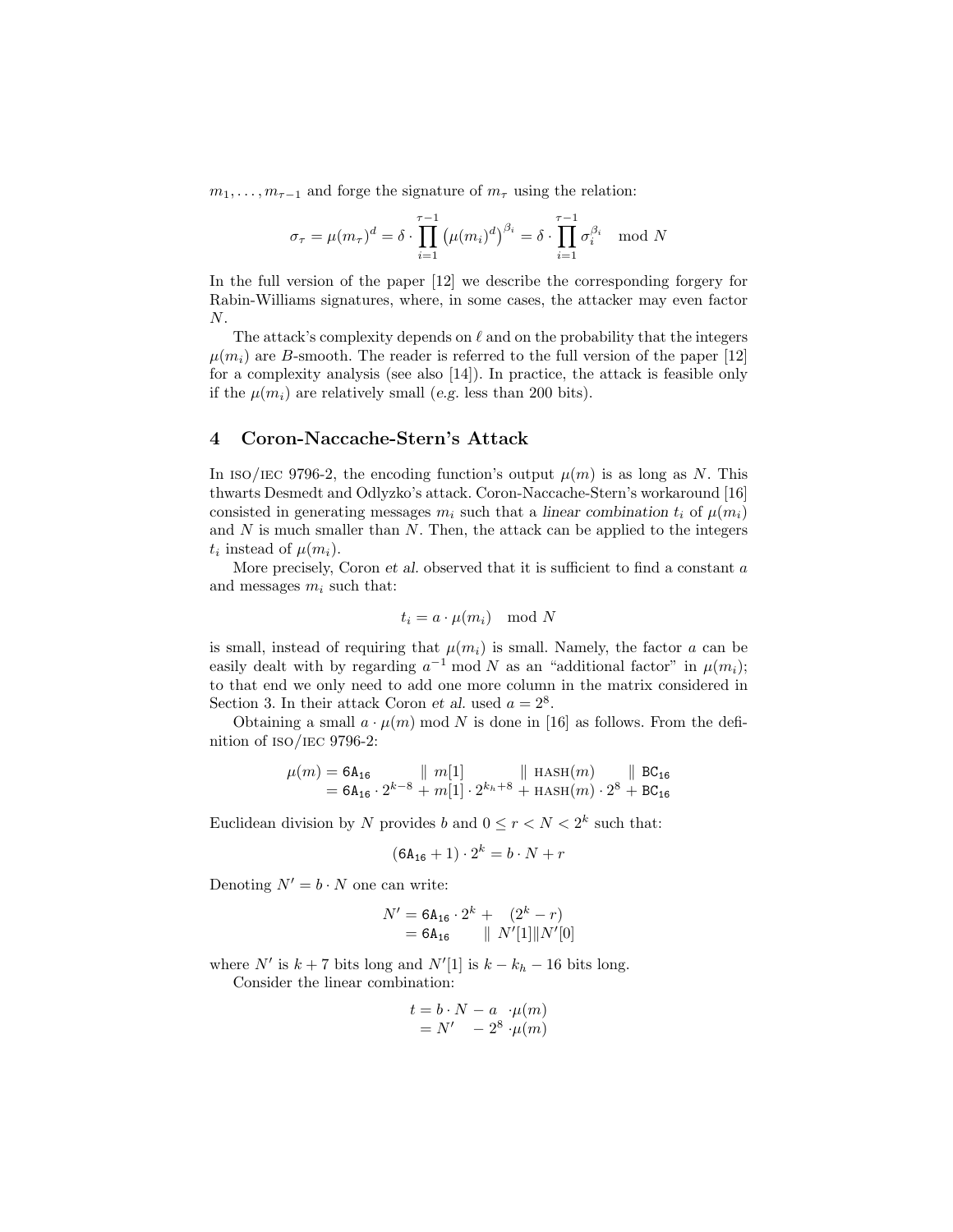$m_1, \ldots, m_{\tau-1}$ and forge the signature of $m_\tau$ using the relation:

$$\sigma_\tau = \mu(m_\tau)^d = \delta \cdot \prod_{i=1}^{\tau-1} \left(\mu(m_i)^d\right)^{\beta_i} = \delta \cdot \prod_{i=1}^{\tau-1} \sigma_i^{\beta_i} \mod N$$

In the full version of the paper [12] we describe the corresponding forgery for Rabin-Williams signatures, where, in some cases, the attacker may even factor $N$.

The attack's complexity depends on $\ell$ and on the probability that the integers $\mu(m_i)$ are $B$-smooth. The reader is referred to the full version of the paper [12] for a complexity analysis (see also [14]). In practice, the attack is feasible only if the $\mu(m_i)$ are relatively small (*e.g.* less than 200 bits).

## 4 Coron-Naccache-Stern's Attack

In ISO/IEC 9796-2, the encoding function's output $\mu(m)$ is as long as $N$. This thwarts Desmedt and Odlyzko's attack. Coron-Naccache-Stern's workaround [16] consisted in generating messages $m_i$ such that a *linear combination* $t_i$ of $\mu(m_i)$ and $N$ is much smaller than $N$. Then, the attack can be applied to the integers $t_i$ instead of $\mu(m_i)$.

More precisely, Coron *et al.* observed that it is sufficient to find a constant $a$ and messages $m_i$ such that:

$$t_i = a \cdot \mu(m_i) \mod N$$

is small, instead of requiring that $\mu(m_i)$ is small. Namely, the factor $a$ can be easily dealt with by regarding $a^{-1} \bmod N$ as an "additional factor" in $\mu(m_i)$; to that end we only need to add one more column in the matrix considered in Section 3. In their attack Coron *et al.* used $a = 2^8$.

Obtaining a small $a \cdot \mu(m) \bmod N$ is done in [16] as follows. From the definition of ISO/IEC 9796-2:

$$\begin{aligned} \mu(m) &= \mathtt{6A}_{16} \quad \| \; m[1] \quad \| \; \text{HASH}(m) \quad \| \; \mathtt{BC}_{16} \\ &= \mathtt{6A}_{16} \cdot 2^{k-8} + m[1] \cdot 2^{k_h+8} + \text{HASH}(m) \cdot 2^8 + \mathtt{BC}_{16} \end{aligned}$$

Euclidean division by $N$ provides $b$ and $0 \le r < N < 2^k$ such that:

$$(\mathtt{6A}_{16} + 1) \cdot 2^k = b \cdot N + r$$

Denoting $N' = b \cdot N$ one can write:

$$\begin{aligned} N' &= \mathtt{6A}_{16} \cdot 2^k + \quad (2^k - r) \\ &= \mathtt{6A}_{16} \quad \| \; N'[1] \| N'[0] \end{aligned}$$

where $N'$ is $k+7$ bits long and $N'[1]$ is $k - k_h - 16$ bits long.

Consider the linear combination:

$$\begin{aligned} t &= b \cdot N - a \cdot \mu(m) \\ &= N' \quad - 2^8 \cdot \mu(m) \end{aligned}$$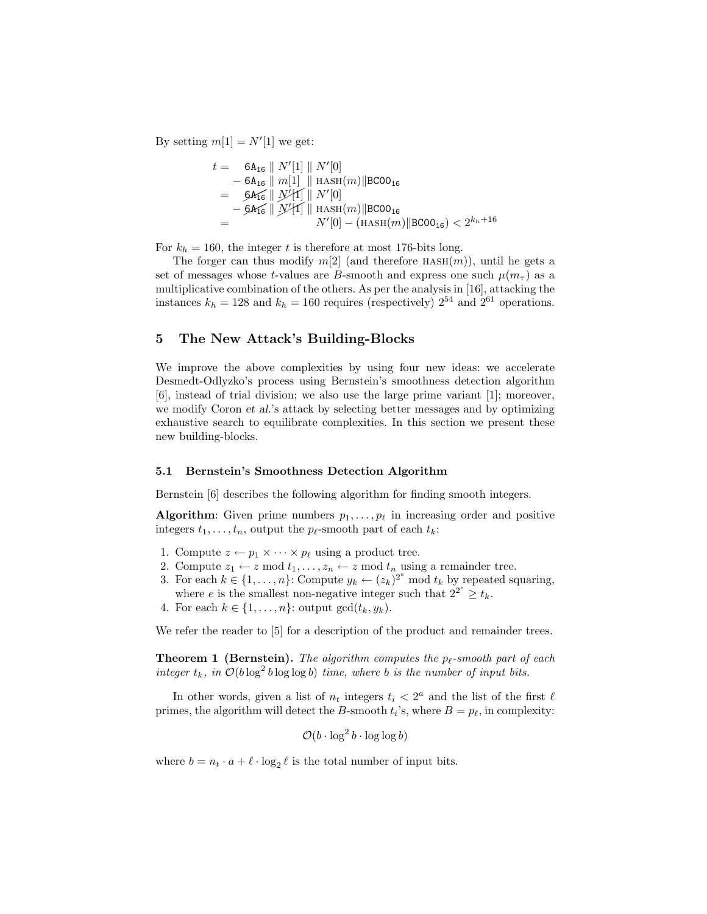By setting $m[1] = N'[1]$ we get:

$$
\begin{aligned}
t = &\quad \texttt{6A}_{16} \parallel N'[1] \parallel N'[0] \\
&- \texttt{6A}_{16} \parallel m[1] \parallel \text{HASH}(m) \| \texttt{BC00}_{16} \\
= &\quad \cancel{\texttt{6A}_{16}} \parallel \cancel{N'[1]} \parallel N'[0] \\
&- \cancel{\texttt{6A}_{16}} \parallel \cancel{N'[1]} \parallel \text{HASH}(m) \| \texttt{BC00}_{16} \\
= &\quad N'[0] - (\text{HASH}(m) \| \texttt{BC00}_{16}) < 2^{k_h + 16}
\end{aligned}
$$

For $k_h = 160$, the integer $t$ is therefore at most 176-bits long.

The forger can thus modify $m[2]$ (and therefore $\text{HASH}(m)$), until he gets a set of messages whose $t$-values are $B$-smooth and express one such $\mu(m_\tau)$ as a multiplicative combination of the others. As per the analysis in [16], attacking the instances $k_h = 128$ and $k_h = 160$ requires (respectively) $2^{54}$ and $2^{61}$ operations.

## 5 The New Attack's Building-Blocks

We improve the above complexities by using four new ideas: we accelerate Desmedt-Odlyzko's process using Bernstein's smoothness detection algorithm [6], instead of trial division; we also use the large prime variant [1]; moreover, we modify Coron *et al.*'s attack by selecting better messages and by optimizing exhaustive search to equilibrate complexities. In this section we present these new building-blocks.

### 5.1 Bernstein's Smoothness Detection Algorithm

Bernstein [6] describes the following algorithm for finding smooth integers.

**Algorithm**: Given prime numbers $p_1, \ldots, p_\ell$ in increasing order and positive integers $t_1, \ldots, t_n$, output the $p_\ell$-smooth part of each $t_k$:

1. Compute $z \leftarrow p_1 \times \cdots \times p_\ell$ using a product tree.
2. Compute $z_1 \leftarrow z \bmod t_1, \ldots, z_n \leftarrow z \bmod t_n$ using a remainder tree.
3. For each $k \in \{1, \ldots, n\}$: Compute $y_k \leftarrow (z_k)^{2^e} \bmod t_k$ by repeated squaring, where $e$ is the smallest non-negative integer such that $2^{2^e} \geq t_k$.
4. For each $k \in \{1, \ldots, n\}$: output $\gcd(t_k, y_k)$.

We refer the reader to [5] for a description of the product and remainder trees.

**Theorem 1 (Bernstein).** *The algorithm computes the $p_\ell$-smooth part of each integer $t_k$, in $\mathcal{O}(b \log^2 b \log \log b)$ time, where $b$ is the number of input bits.*

In other words, given a list of $n_t$ integers $t_i < 2^a$ and the list of the first $\ell$ primes, the algorithm will detect the $B$-smooth $t_i$'s, where $B = p_\ell$, in complexity:

$$\mathcal{O}(b \cdot \log^2 b \cdot \log \log b)$$

where $b = n_t \cdot a + \ell \cdot \log_2 \ell$ is the total number of input bits.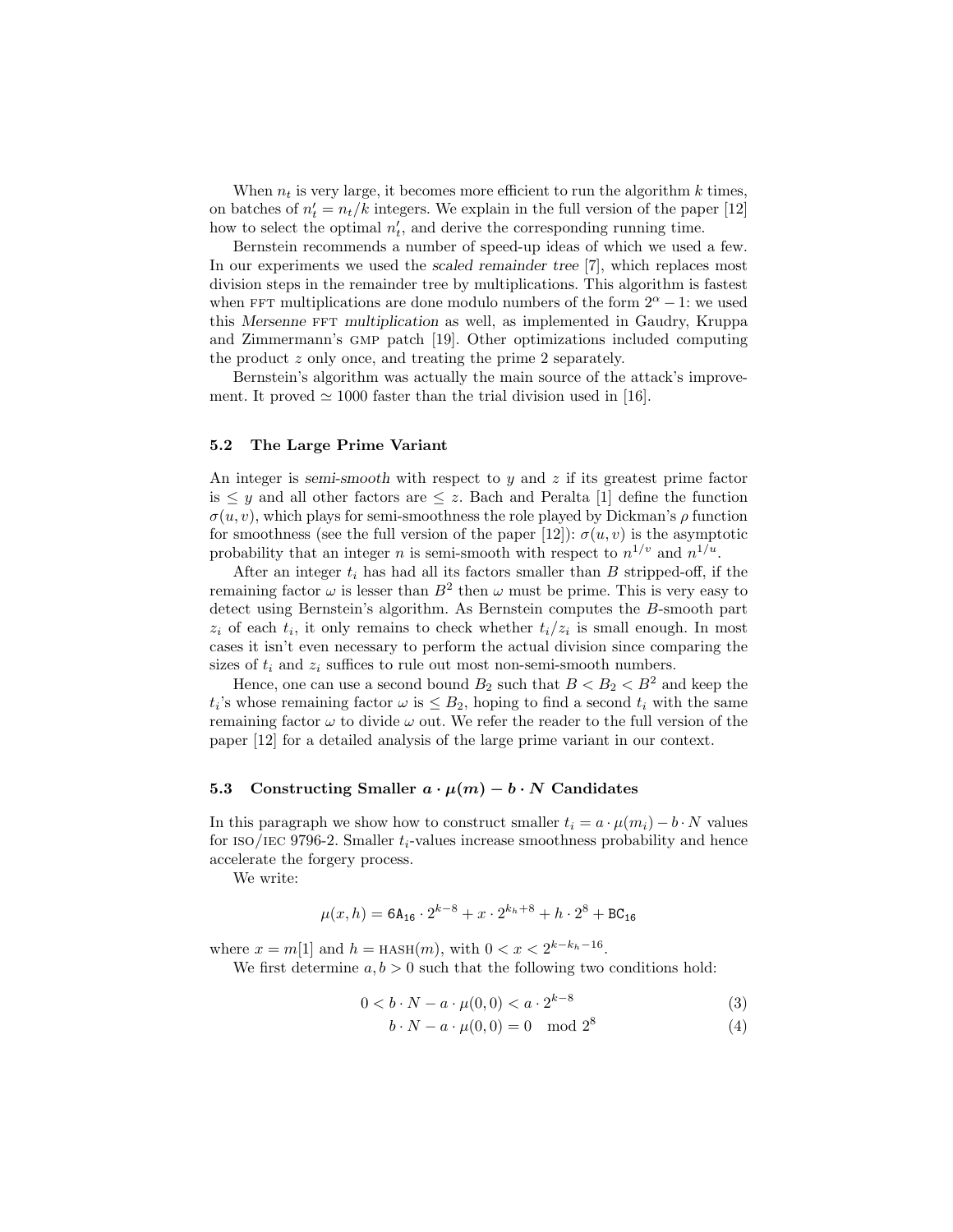When $n_t$ is very large, it becomes more efficient to run the algorithm $k$ times, on batches of $n'_t = n_t/k$ integers. We explain in the full version of the paper [12] how to select the optimal $n'_t$, and derive the corresponding running time.

Bernstein recommends a number of speed-up ideas of which we used a few. In our experiments we used the *scaled remainder tree* [7], which replaces most division steps in the remainder tree by multiplications. This algorithm is fastest when FFT multiplications are done modulo numbers of the form $2^\alpha - 1$: we used this *Mersenne* FFT *multiplication* as well, as implemented in Gaudry, Kruppa and Zimmermann's GMP patch [19]. Other optimizations included computing the product $z$ only once, and treating the prime 2 separately.

Bernstein's algorithm was actually the main source of the attack's improvement. It proved $\simeq 1000$ faster than the trial division used in [16].

### 5.2 The Large Prime Variant

An integer is *semi-smooth* with respect to $y$ and $z$ if its greatest prime factor is $\leq y$ and all other factors are $\leq z$. Bach and Peralta [1] define the function $\sigma(u, v)$, which plays for semi-smoothness the role played by Dickman's $\rho$ function for smoothness (see the full version of the paper [12]): $\sigma(u, v)$ is the asymptotic probability that an integer $n$ is semi-smooth with respect to $n^{1/v}$ and $n^{1/u}$.

After an integer $t_i$ has had all its factors smaller than $B$ stripped-off, if the remaining factor $\omega$ is lesser than $B^2$ then $\omega$ must be prime. This is very easy to detect using Bernstein's algorithm. As Bernstein computes the $B$-smooth part $z_i$ of each $t_i$, it only remains to check whether $t_i/z_i$ is small enough. In most cases it isn't even necessary to perform the actual division since comparing the sizes of $t_i$ and $z_i$ suffices to rule out most non-semi-smooth numbers.

Hence, one can use a second bound $B_2$ such that $B < B_2 < B^2$ and keep the $t_i$'s whose remaining factor $\omega$ is $\leq B_2$, hoping to find a second $t_i$ with the same remaining factor $\omega$ to divide $\omega$ out. We refer the reader to the full version of the paper [12] for a detailed analysis of the large prime variant in our context.

### 5.3 Constructing Smaller $a \cdot \mu(m) - b \cdot N$ Candidates

In this paragraph we show how to construct smaller $t_i = a \cdot \mu(m_i) - b \cdot N$ values for ISO/IEC 9796-2. Smaller $t_i$-values increase smoothness probability and hence accelerate the forgery process.

We write:

$$\mu(x, h) = \mathtt{6A_{16}} \cdot 2^{k-8} + x \cdot 2^{k_h+8} + h \cdot 2^8 + \mathtt{BC_{16}}$$

where $x = m[1]$ and $h = \text{HASH}(m)$, with $0 < x < 2^{k-k_h-16}$.

We first determine $a, b > 0$ such that the following two conditions hold:

$$0 < b \cdot N - a \cdot \mu(0, 0) < a \cdot 2^{k-8} \tag{3}$$

$$b \cdot N - a \cdot \mu(0, 0) = 0 \mod 2^8 \tag{4}$$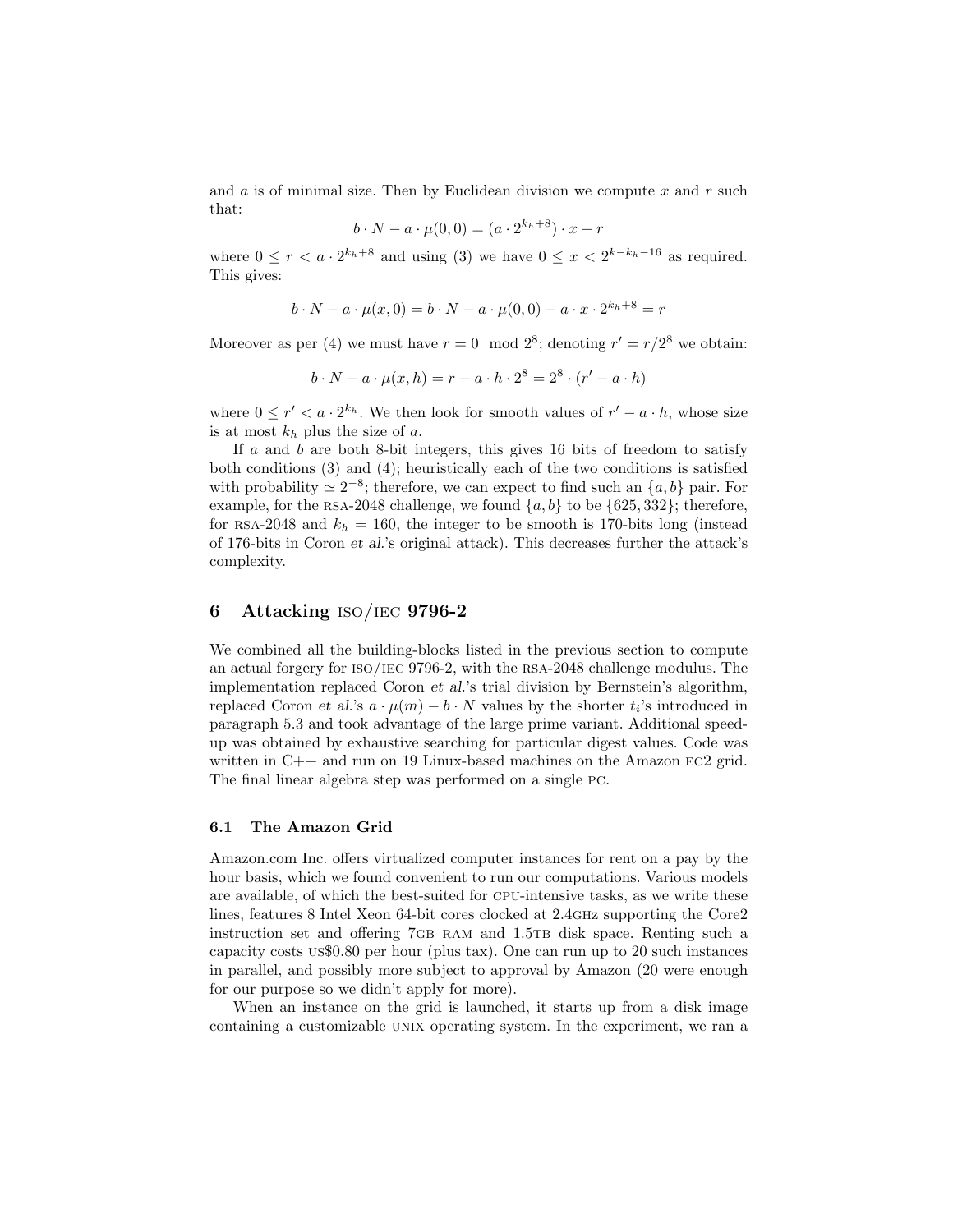and $a$ is of minimal size. Then by Euclidean division we compute $x$ and $r$ such that:

$$b \cdot N - a \cdot \mu(0,0) = (a \cdot 2^{k_h+8}) \cdot x + r$$

where $0 \leq r < a \cdot 2^{k_h+8}$ and using (3) we have $0 \leq x < 2^{k-k_h-16}$ as required. This gives:

$$b \cdot N - a \cdot \mu(x,0) = b \cdot N - a \cdot \mu(0,0) - a \cdot x \cdot 2^{k_h+8} = r$$

Moreover as per (4) we must have $r = 0 \mod 2^8$; denoting $r' = r/2^8$ we obtain:

$$b \cdot N - a \cdot \mu(x,h) = r - a \cdot h \cdot 2^8 = 2^8 \cdot (r' - a \cdot h)$$

where $0 \leq r' < a \cdot 2^{k_h}$. We then look for smooth values of $r' - a \cdot h$, whose size is at most $k_h$ plus the size of $a$.

If $a$ and $b$ are both 8-bit integers, this gives 16 bits of freedom to satisfy both conditions (3) and (4); heuristically each of the two conditions is satisfied with probability $\simeq 2^{-8}$; therefore, we can expect to find such an $\{a,b\}$ pair. For example, for the RSA-2048 challenge, we found $\{a,b\}$ to be $\{625, 332\}$; therefore, for RSA-2048 and $k_h = 160$, the integer to be smooth is 170-bits long (instead of 176-bits in Coron *et al.*'s original attack). This decreases further the attack's complexity.

## 6 Attacking ISO/IEC 9796-2

We combined all the building-blocks listed in the previous section to compute an actual forgery for ISO/IEC 9796-2, with the RSA-2048 challenge modulus. The implementation replaced Coron *et al.*'s trial division by Bernstein's algorithm, replaced Coron *et al.*'s $a \cdot \mu(m) - b \cdot N$ values by the shorter $t_i$'s introduced in paragraph 5.3 and took advantage of the large prime variant. Additional speed-up was obtained by exhaustive searching for particular digest values. Code was written in C++ and run on 19 Linux-based machines on the Amazon EC2 grid. The final linear algebra step was performed on a single PC.

### 6.1 The Amazon Grid

Amazon.com Inc. offers virtualized computer instances for rent on a pay by the hour basis, which we found convenient to run our computations. Various models are available, of which the best-suited for CPU-intensive tasks, as we write these lines, features 8 Intel Xeon 64-bit cores clocked at 2.4GHz supporting the Core2 instruction set and offering 7GB RAM and 1.5TB disk space. Renting such a capacity costs US$0.80 per hour (plus tax). One can run up to 20 such instances in parallel, and possibly more subject to approval by Amazon (20 were enough for our purpose so we didn't apply for more).

When an instance on the grid is launched, it starts up from a disk image containing a customizable UNIX operating system. In the experiment, we ran a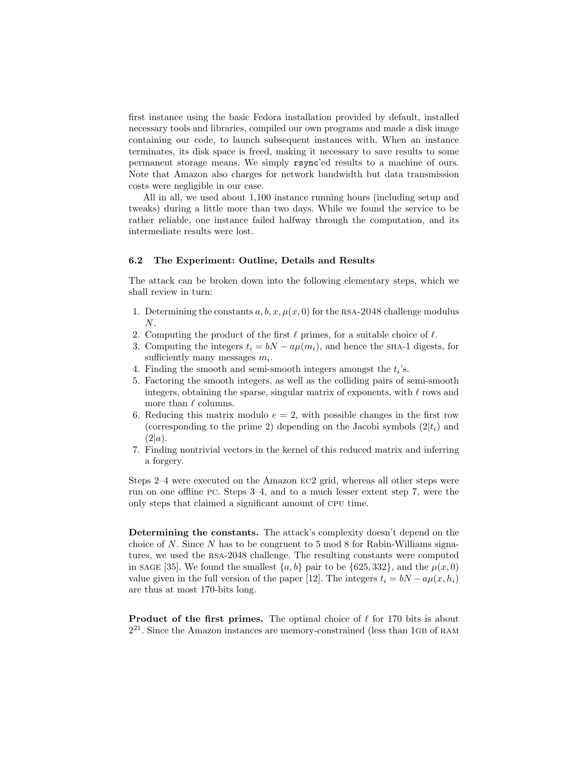first instance using the basic Fedora installation provided by default, installed necessary tools and libraries, compiled our own programs and made a disk image containing our code, to launch subsequent instances with. When an instance terminates, its disk space is freed, making it necessary to save results to some permanent storage means. We simply `rsync`'ed results to a machine of ours. Note that Amazon also charges for network bandwidth but data transmission costs were negligible in our case.

All in all, we used about 1,100 instance running hours (including setup and tweaks) during a little more than two days. While we found the service to be rather reliable, one instance failed halfway through the computation, and its intermediate results were lost.

### 6.2 The Experiment: Outline, Details and Results

The attack can be broken down into the following elementary steps, which we shall review in turn:

1. Determining the constants $a, b, x, \mu(x, 0)$ for the RSA-2048 challenge modulus $N$.
2. Computing the product of the first $\ell$ primes, for a suitable choice of $\ell$.
3. Computing the integers $t_i = bN - a\mu(m_i)$, and hence the SHA-1 digests, for sufficiently many messages $m_i$.
4. Finding the smooth and semi-smooth integers amongst the $t_i$'s.
5. Factoring the smooth integers, as well as the colliding pairs of semi-smooth integers, obtaining the sparse, singular matrix of exponents, with $\ell$ rows and more than $\ell$ columns.
6. Reducing this matrix modulo $e = 2$, with possible changes in the first row (corresponding to the prime 2) depending on the Jacobi symbols $(2|t_i)$ and $(2|a)$.
7. Finding nontrivial vectors in the kernel of this reduced matrix and inferring a forgery.

Steps 2–4 were executed on the Amazon EC2 grid, whereas all other steps were run on one offline PC. Steps 3–4, and to a much lesser extent step 7, were the only steps that claimed a significant amount of CPU time.

**Determining the constants.** The attack's complexity doesn't depend on the choice of $N$. Since $N$ has to be congruent to 5 mod 8 for Rabin-Williams signatures, we used the RSA-2048 challenge. The resulting constants were computed in SAGE [35]. We found the smallest $\{a, b\}$ pair to be $\{625, 332\}$, and the $\mu(x, 0)$ value given in the full version of the paper [12]. The integers $t_i = bN - a\mu(x, h_i)$ are thus at most 170-bits long.

**Product of the first primes.** The optimal choice of $\ell$ for 170 bits is about $2^{21}$. Since the Amazon instances are memory-constrained (less than 1GB of RAM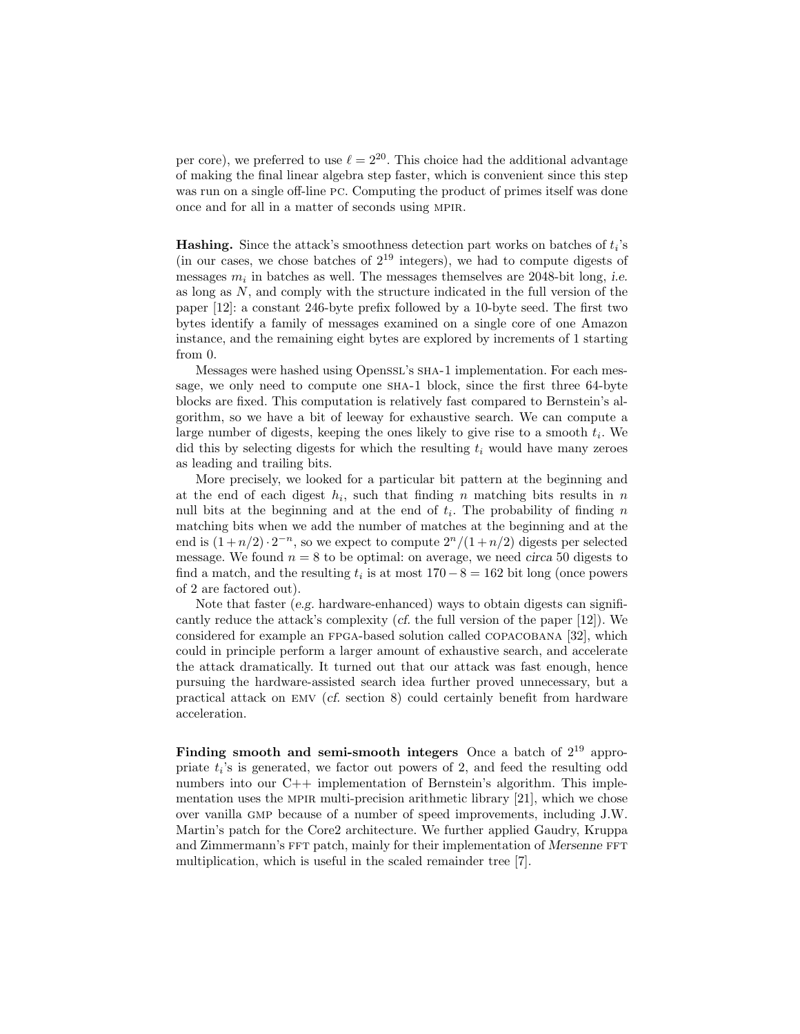per core), we preferred to use $\ell = 2^{20}$. This choice had the additional advantage of making the final linear algebra step faster, which is convenient since this step was run on a single off-line PC. Computing the product of primes itself was done once and for all in a matter of seconds using MPIR.

**Hashing.** Since the attack's smoothness detection part works on batches of $t_i$'s (in our cases, we chose batches of $2^{19}$ integers), we had to compute digests of messages $m_i$ in batches as well. The messages themselves are 2048-bit long, *i.e.* as long as $N$, and comply with the structure indicated in the full version of the paper [12]: a constant 246-byte prefix followed by a 10-byte seed. The first two bytes identify a family of messages examined on a single core of one Amazon instance, and the remaining eight bytes are explored by increments of 1 starting from 0.

Messages were hashed using OpenSSL's SHA-1 implementation. For each message, we only need to compute one SHA-1 block, since the first three 64-byte blocks are fixed. This computation is relatively fast compared to Bernstein's algorithm, so we have a bit of leeway for exhaustive search. We can compute a large number of digests, keeping the ones likely to give rise to a smooth $t_i$. We did this by selecting digests for which the resulting $t_i$ would have many zeroes as leading and trailing bits.

More precisely, we looked for a particular bit pattern at the beginning and at the end of each digest $h_i$, such that finding $n$ matching bits results in $n$ null bits at the beginning and at the end of $t_i$. The probability of finding $n$ matching bits when we add the number of matches at the beginning and at the end is $(1+n/2)\cdot 2^{-n}$, so we expect to compute $2^n/(1+n/2)$ digests per selected message. We found $n = 8$ to be optimal: on average, we need *circa* 50 digests to find a match, and the resulting $t_i$ is at most $170 - 8 = 162$ bit long (once powers of 2 are factored out).

Note that faster (*e.g.* hardware-enhanced) ways to obtain digests can significantly reduce the attack's complexity (*cf.* the full version of the paper [12]). We considered for example an FPGA-based solution called COPACOBANA [32], which could in principle perform a larger amount of exhaustive search, and accelerate the attack dramatically. It turned out that our attack was fast enough, hence pursuing the hardware-assisted search idea further proved unnecessary, but a practical attack on EMV (*cf.* section 8) could certainly benefit from hardware acceleration.

**Finding smooth and semi-smooth integers** Once a batch of $2^{19}$ appropriate $t_i$'s is generated, we factor out powers of 2, and feed the resulting odd numbers into our C++ implementation of Bernstein's algorithm. This implementation uses the MPIR multi-precision arithmetic library [21], which we chose over vanilla GMP because of a number of speed improvements, including J.W. Martin's patch for the Core2 architecture. We further applied Gaudry, Kruppa and Zimmermann's FFT patch, mainly for their implementation of *Mersenne* FFT multiplication, which is useful in the scaled remainder tree [7].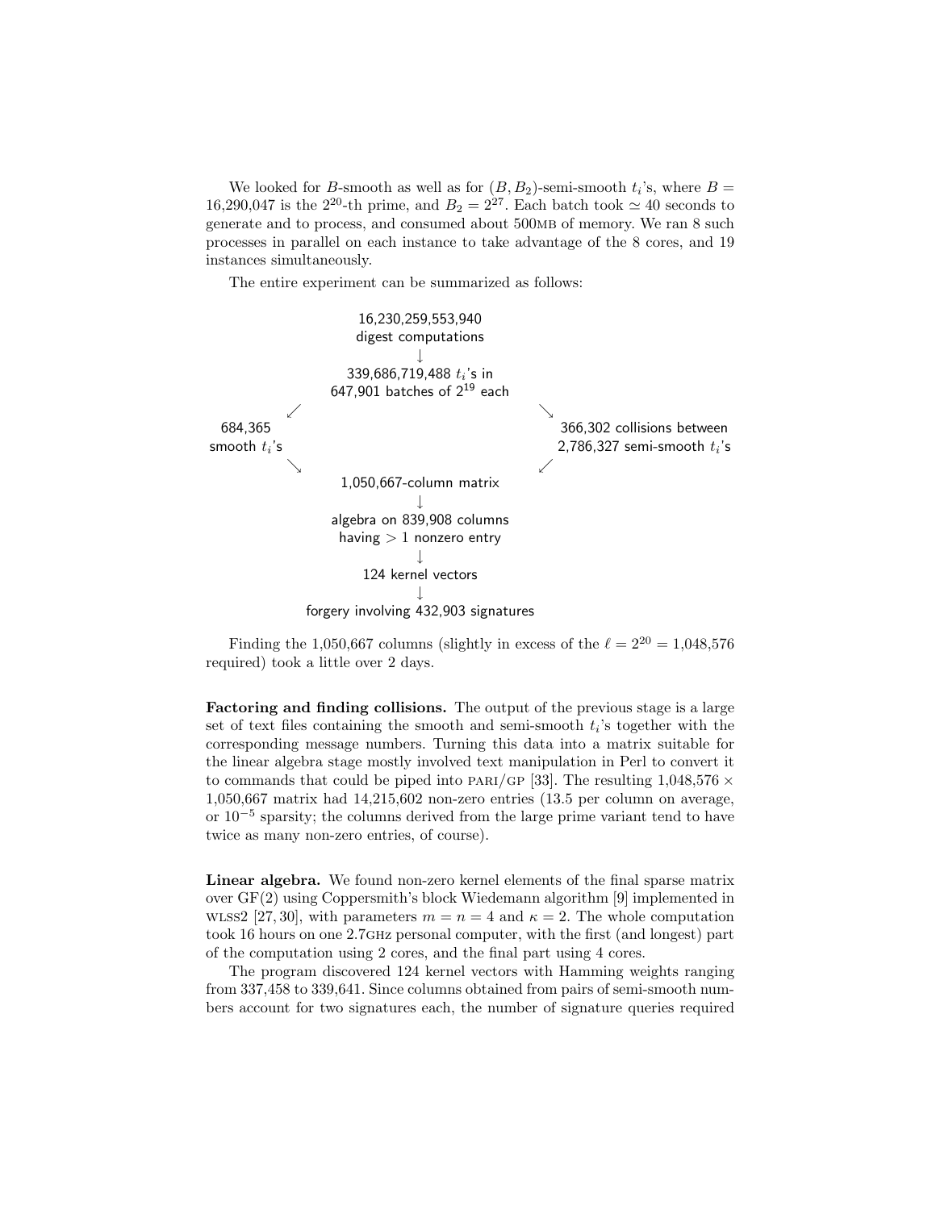We looked for $B$-smooth as well as for $(B, B_2)$-semi-smooth $t_i$'s, where $B = 16{,}290{,}047$ is the $2^{20}$-th prime, and $B_2 = 2^{27}$. Each batch took $\simeq 40$ seconds to generate and to process, and consumed about 500MB of memory. We ran 8 such processes in parallel on each instance to take advantage of the 8 cores, and 19 instances simultaneously.

The entire experiment can be summarized as follows:

16,230,259,553,940 digest computations
↓
339,686,719,488 $t_i$'s in 647,901 batches of $2^{19}$ each

↙ 684,365 smooth $t_i$'s ↘

↘ 366,302 collisions between 2,786,327 semi-smooth $t_i$'s ↙

1,050,667-column matrix
↓
algebra on 839,908 columns having $> 1$ nonzero entry
↓
124 kernel vectors
↓
forgery involving 432,903 signatures

Finding the 1,050,667 columns (slightly in excess of the $\ell = 2^{20} = 1{,}048{,}576$ required) took a little over 2 days.

**Factoring and finding collisions.** The output of the previous stage is a large set of text files containing the smooth and semi-smooth $t_i$'s together with the corresponding message numbers. Turning this data into a matrix suitable for the linear algebra stage mostly involved text manipulation in Perl to convert it to commands that could be piped into PARI/GP [33]. The resulting $1{,}048{,}576 \times 1{,}050{,}667$ matrix had 14,215,602 non-zero entries (13.5 per column on average, or $10^{-5}$ sparsity; the columns derived from the large prime variant tend to have twice as many non-zero entries, of course).

**Linear algebra.** We found non-zero kernel elements of the final sparse matrix over GF(2) using Coppersmith's block Wiedemann algorithm [9] implemented in WLSS2 [27, 30], with parameters $m = n = 4$ and $\kappa = 2$. The whole computation took 16 hours on one 2.7GHz personal computer, with the first (and longest) part of the computation using 2 cores, and the final part using 4 cores.

The program discovered 124 kernel vectors with Hamming weights ranging from 337,458 to 339,641. Since columns obtained from pairs of semi-smooth numbers account for two signatures each, the number of signature queries required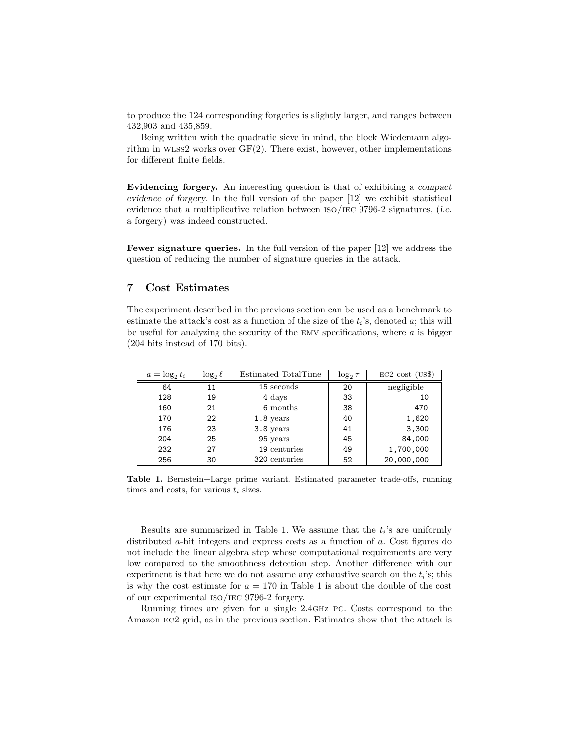to produce the 124 corresponding forgeries is slightly larger, and ranges between 432,903 and 435,859.

Being written with the quadratic sieve in mind, the block Wiedemann algorithm in WLSS2 works over GF(2). There exist, however, other implementations for different finite fields.

**Evidencing forgery.** An interesting question is that of exhibiting a *compact evidence of forgery*. In the full version of the paper [12] we exhibit statistical evidence that a multiplicative relation between ISO/IEC 9796-2 signatures, (*i.e.* a forgery) was indeed constructed.

**Fewer signature queries.** In the full version of the paper [12] we address the question of reducing the number of signature queries in the attack.

## 7 Cost Estimates

The experiment described in the previous section can be used as a benchmark to estimate the attack's cost as a function of the size of the $t_i$'s, denoted $a$; this will be useful for analyzing the security of the EMV specifications, where $a$ is bigger (204 bits instead of 170 bits).

| $a = \log_2 t_i$ | $\log_2 \ell$ | Estimated TotalTime | $\log_2 \tau$ | EC2 cost (US$) |
|---|---|---|---|---|
| 64 | 11 | 15 seconds | 20 | negligible |
| 128 | 19 | 4 days | 33 | 10 |
| 160 | 21 | 6 months | 38 | 470 |
| 170 | 22 | 1.8 years | 40 | 1,620 |
| 176 | 23 | 3.8 years | 41 | 3,300 |
| 204 | 25 | 95 years | 45 | 84,000 |
| 232 | 27 | 19 centuries | 49 | 1,700,000 |
| 256 | 30 | 320 centuries | 52 | 20,000,000 |

**Table 1.** Bernstein+Large prime variant. Estimated parameter trade-offs, running times and costs, for various $t_i$ sizes.

Results are summarized in Table 1. We assume that the $t_i$'s are uniformly distributed $a$-bit integers and express costs as a function of $a$. Cost figures do not include the linear algebra step whose computational requirements are very low compared to the smoothness detection step. Another difference with our experiment is that here we do not assume any exhaustive search on the $t_i$'s; this is why the cost estimate for $a = 170$ in Table 1 is about the double of the cost of our experimental ISO/IEC 9796-2 forgery.

Running times are given for a single 2.4GHz PC. Costs correspond to the Amazon EC2 grid, as in the previous section. Estimates show that the attack is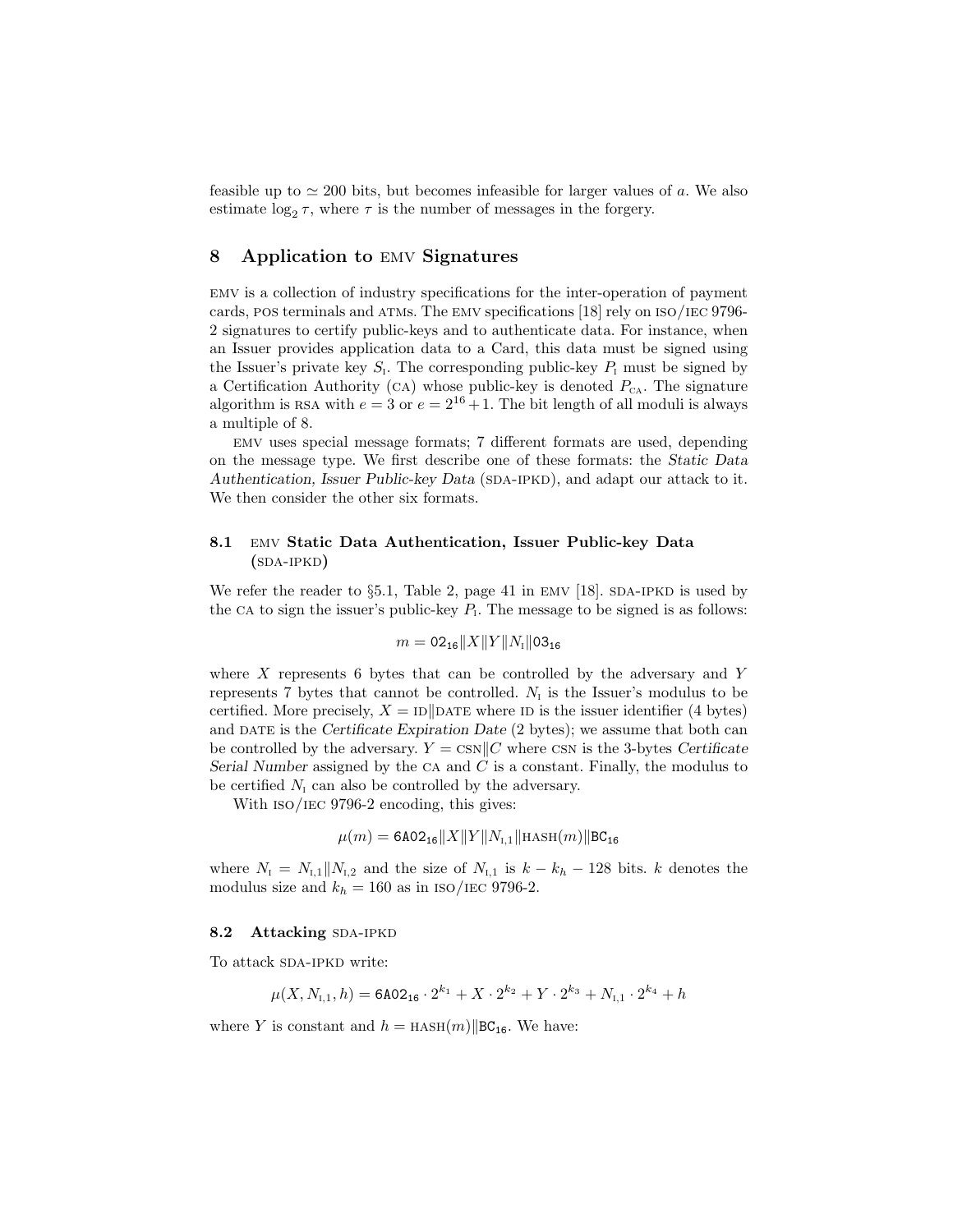feasible up to $\simeq 200$ bits, but becomes infeasible for larger values of $a$. We also estimate $\log_2 \tau$, where $\tau$ is the number of messages in the forgery.

## 8 Application to EMV Signatures

EMV is a collection of industry specifications for the inter-operation of payment cards, POS terminals and ATMs. The EMV specifications [18] rely on ISO/IEC 9796-2 signatures to certify public-keys and to authenticate data. For instance, when an Issuer provides application data to a Card, this data must be signed using the Issuer's private key $S_{\text{I}}$. The corresponding public-key $P_{\text{I}}$ must be signed by a Certification Authority (CA) whose public-key is denoted $P_{\text{CA}}$. The signature algorithm is RSA with $e = 3$ or $e = 2^{16} + 1$. The bit length of all moduli is always a multiple of 8.

EMV uses special message formats; 7 different formats are used, depending on the message type. We first describe one of these formats: the *Static Data Authentication, Issuer Public-key Data* (SDA-IPKD), and adapt our attack to it. We then consider the other six formats.

### 8.1 EMV Static Data Authentication, Issuer Public-key Data (SDA-IPKD)

We refer the reader to §5.1, Table 2, page 41 in EMV [18]. SDA-IPKD is used by the CA to sign the issuer's public-key $P_{\text{I}}$. The message to be signed is as follows:

$$m = \texttt{02}_{16} \| X \| Y \| N_{\text{I}} \| \texttt{03}_{16}$$

where $X$ represents 6 bytes that can be controlled by the adversary and $Y$ represents 7 bytes that cannot be controlled. $N_{\text{I}}$ is the Issuer's modulus to be certified. More precisely, $X = \text{ID} \| \text{DATE}$ where ID is the issuer identifier (4 bytes) and DATE is the *Certificate Expiration Date* (2 bytes); we assume that both can be controlled by the adversary. $Y = \text{CSN} \| C$ where CSN is the 3-bytes *Certificate Serial Number* assigned by the CA and $C$ is a constant. Finally, the modulus to be certified $N_{\text{I}}$ can also be controlled by the adversary.

With ISO/IEC 9796-2 encoding, this gives:

$$\mu(m) = \texttt{6A02}_{16} \| X \| Y \| N_{\text{I},1} \| \text{HASH}(m) \| \texttt{BC}_{16}$$

where $N_{\text{I}} = N_{\text{I},1} \| N_{\text{I},2}$ and the size of $N_{\text{I},1}$ is $k - k_h - 128$ bits. $k$ denotes the modulus size and $k_h = 160$ as in ISO/IEC 9796-2.

### 8.2 Attacking SDA-IPKD

To attack SDA-IPKD write:

$$\mu(X, N_{\text{I},1}, h) = \texttt{6A02}_{16} \cdot 2^{k_1} + X \cdot 2^{k_2} + Y \cdot 2^{k_3} + N_{\text{I},1} \cdot 2^{k_4} + h$$

where $Y$ is constant and $h = \text{HASH}(m) \| \texttt{BC}_{16}$. We have: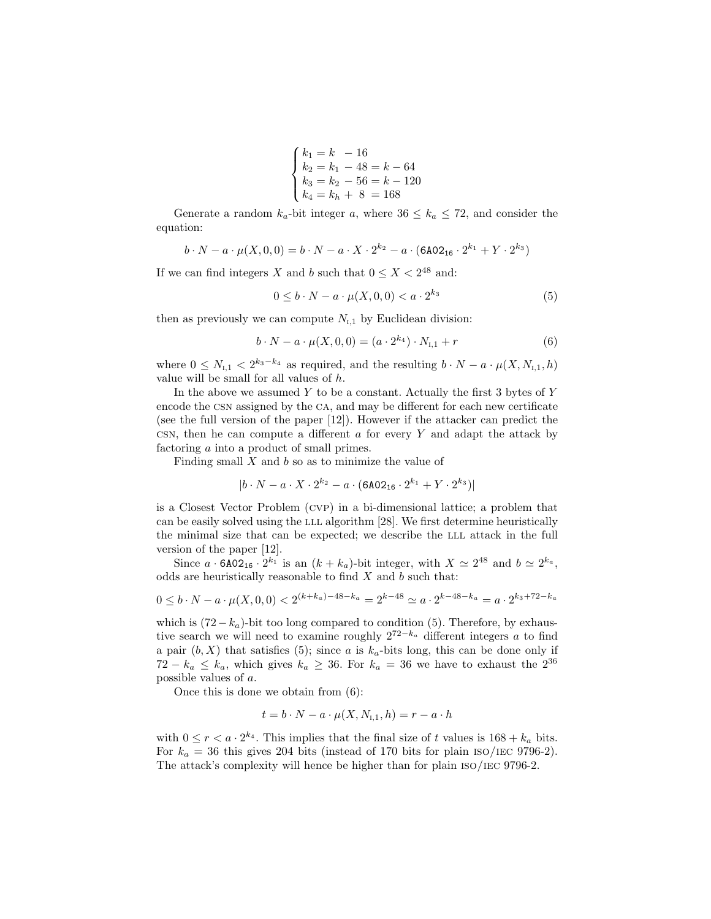$$\begin{cases} k_1 = k \ \ - 16 \\ k_2 = k_1 - 48 = k - 64 \\ k_3 = k_2 - 56 = k - 120 \\ k_4 = k_h + \ 8 \ = 168 \end{cases}$$

Generate a random $k_a$-bit integer $a$, where $36 \leq k_a \leq 72$, and consider the equation:

$$b \cdot N - a \cdot \mu(X, 0, 0) = b \cdot N - a \cdot X \cdot 2^{k_2} - a \cdot (\texttt{6A02}_{16} \cdot 2^{k_1} + Y \cdot 2^{k_3})$$

If we can find integers $X$ and $b$ such that $0 \leq X < 2^{48}$ and:

$$0 \leq b \cdot N - a \cdot \mu(X, 0, 0) < a \cdot 2^{k_3} \tag{5}$$

then as previously we can compute $N_{\text{I},1}$ by Euclidean division:

$$b \cdot N - a \cdot \mu(X, 0, 0) = (a \cdot 2^{k_4}) \cdot N_{\text{I},1} + r \tag{6}$$

where $0 \leq N_{\text{I},1} < 2^{k_3 - k_4}$ as required, and the resulting $b \cdot N - a \cdot \mu(X, N_{\text{I},1}, h)$ value will be small for all values of $h$.

In the above we assumed $Y$ to be a constant. Actually the first 3 bytes of $Y$ encode the CSN assigned by the CA, and may be different for each new certificate (see the full version of the paper [12]). However if the attacker can predict the CSN, then he can compute a different $a$ for every $Y$ and adapt the attack by factoring $a$ into a product of small primes.

Finding small $X$ and $b$ so as to minimize the value of

$$|b \cdot N - a \cdot X \cdot 2^{k_2} - a \cdot (\texttt{6A02}_{16} \cdot 2^{k_1} + Y \cdot 2^{k_3})|$$

is a Closest Vector Problem (CVP) in a bi-dimensional lattice; a problem that can be easily solved using the LLL algorithm [28]. We first determine heuristically the minimal size that can be expected; we describe the LLL attack in the full version of the paper [12].

Since $a \cdot \texttt{6A02}_{16} \cdot 2^{k_1}$ is an $(k + k_a)$-bit integer, with $X \simeq 2^{48}$ and $b \simeq 2^{k_a}$, odds are heuristically reasonable to find $X$ and $b$ such that:

$$0 \leq b \cdot N - a \cdot \mu(X, 0, 0) < 2^{(k+k_a)-48-k_a} = 2^{k-48} \simeq a \cdot 2^{k-48-k_a} = a \cdot 2^{k_3+72-k_a}$$

which is $(72 - k_a)$-bit too long compared to condition (5). Therefore, by exhaustive search we will need to examine roughly $2^{72-k_a}$ different integers $a$ to find a pair $(b, X)$ that satisfies (5); since $a$ is $k_a$-bits long, this can be done only if $72 - k_a \leq k_a$, which gives $k_a \geq 36$. For $k_a = 36$ we have to exhaust the $2^{36}$ possible values of $a$.

Once this is done we obtain from (6):

$$t = b \cdot N - a \cdot \mu(X, N_{\text{I},1}, h) = r - a \cdot h$$

with $0 \leq r < a \cdot 2^{k_4}$. This implies that the final size of $t$ values is $168 + k_a$ bits. For $k_a = 36$ this gives 204 bits (instead of 170 bits for plain ISO/IEC 9796-2). The attack's complexity will hence be higher than for plain ISO/IEC 9796-2.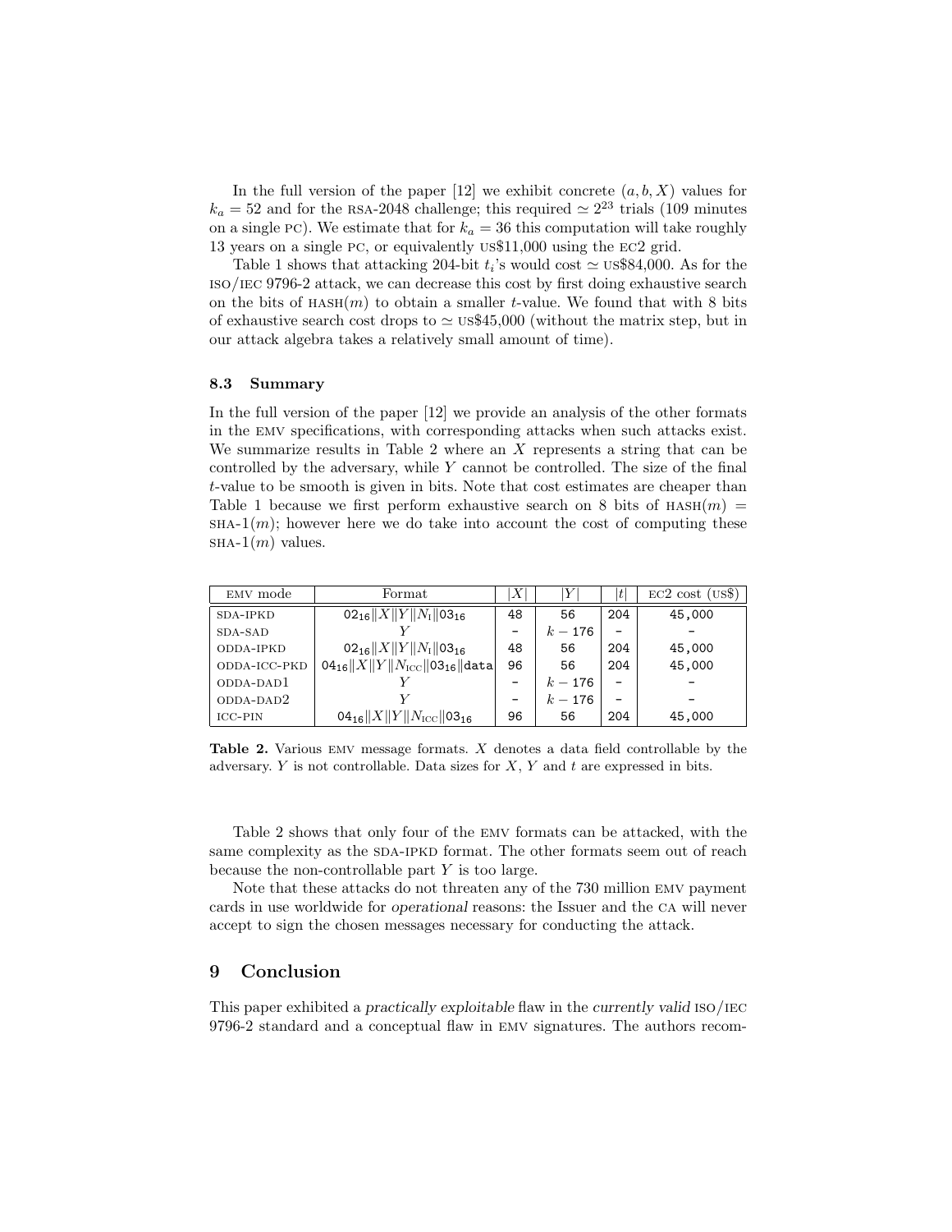In the full version of the paper [12] we exhibit concrete $(a, b, X)$ values for $k_a = 52$ and for the RSA-2048 challenge; this required $\simeq 2^{23}$ trials (109 minutes on a single PC). We estimate that for $k_a = 36$ this computation will take roughly 13 years on a single PC, or equivalently US$11,000 using the EC2 grid.

Table 1 shows that attacking 204-bit $t_i$'s would cost $\simeq$ US$84,000. As for the ISO/IEC 9796-2 attack, we can decrease this cost by first doing exhaustive search on the bits of $\text{HASH}(m)$ to obtain a smaller $t$-value. We found that with 8 bits of exhaustive search cost drops to $\simeq$ US$45,000 (without the matrix step, but in our attack algebra takes a relatively small amount of time).

### 8.3 Summary

In the full version of the paper [12] we provide an analysis of the other formats in the EMV specifications, with corresponding attacks when such attacks exist. We summarize results in Table 2 where an $X$ represents a string that can be controlled by the adversary, while $Y$ cannot be controlled. The size of the final $t$-value to be smooth is given in bits. Note that cost estimates are cheaper than Table 1 because we first perform exhaustive search on 8 bits of $\text{HASH}(m) = \text{SHA-1}(m)$; however here we do take into account the cost of computing these $\text{SHA-1}(m)$ values.

| EMV mode | Format | $\|X\|$ | $\|Y\|$ | $\|t\|$ | EC2 cost (US$) |
|---|---|---|---|---|---|
| SDA-IPKD | $02_{16}\|X\|Y\|N_I\|03_{16}$ | 48 | 56 | 204 | 45,000 |
| SDA-SAD | $Y$ | – | $k-176$ | – | – |
| ODDA-IPKD | $02_{16}\|X\|Y\|N_I\|03_{16}$ | 48 | 56 | 204 | 45,000 |
| ODDA-ICC-PKD | $04_{16}\|X\|Y\|N_{ICC}\|03_{16}\|\texttt{data}$ | 96 | 56 | 204 | 45,000 |
| ODDA-DAD1 | $Y$ | – | $k-176$ | – | – |
| ODDA-DAD2 | $Y$ | – | $k-176$ | – | – |
| ICC-PIN | $04_{16}\|X\|Y\|N_{ICC}\|03_{16}$ | 96 | 56 | 204 | 45,000 |

**Table 2.** Various EMV message formats. $X$ denotes a data field controllable by the adversary. $Y$ is not controllable. Data sizes for $X$, $Y$ and $t$ are expressed in bits.

Table 2 shows that only four of the EMV formats can be attacked, with the same complexity as the SDA-IPKD format. The other formats seem out of reach because the non-controllable part $Y$ is too large.

Note that these attacks do not threaten any of the 730 million EMV payment cards in use worldwide for *operational* reasons: the Issuer and the CA will never accept to sign the chosen messages necessary for conducting the attack.

## 9 Conclusion

This paper exhibited a *practically exploitable* flaw in the *currently valid* ISO/IEC 9796-2 standard and a conceptual flaw in EMV signatures. The authors recom-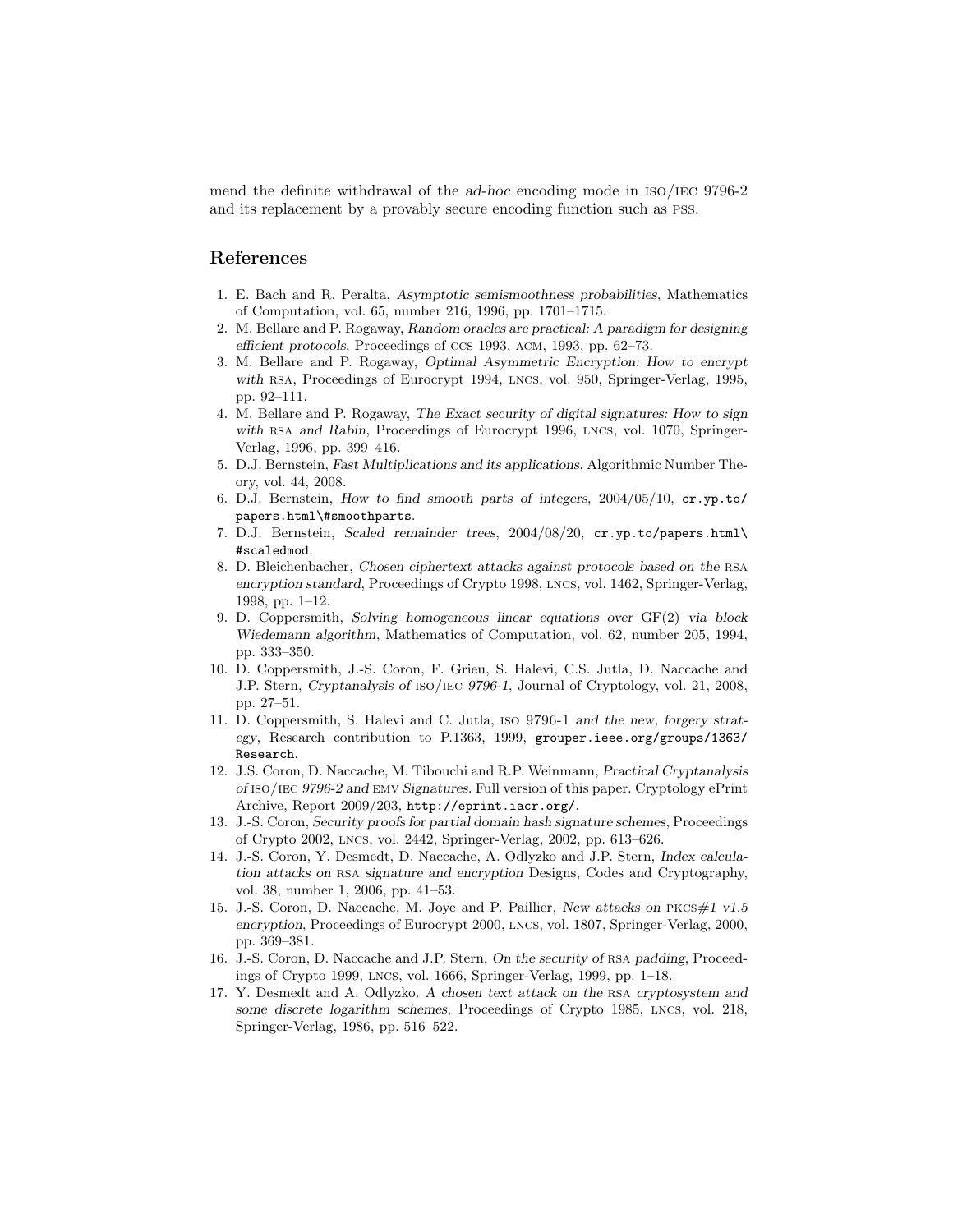mend the definite withdrawal of the *ad-hoc* encoding mode in ISO/IEC 9796-2 and its replacement by a provably secure encoding function such as PSS.

## References

1. E. Bach and R. Peralta, *Asymptotic semismoothness probabilities*, Mathematics of Computation, vol. 65, number 216, 1996, pp. 1701–1715.
2. M. Bellare and P. Rogaway, *Random oracles are practical: A paradigm for designing efficient protocols*, Proceedings of CCS 1993, ACM, 1993, pp. 62–73.
3. M. Bellare and P. Rogaway, *Optimal Asymmetric Encryption: How to encrypt with* RSA, Proceedings of Eurocrypt 1994, LNCS, vol. 950, Springer-Verlag, 1995, pp. 92–111.
4. M. Bellare and P. Rogaway, *The Exact security of digital signatures: How to sign with* RSA *and Rabin*, Proceedings of Eurocrypt 1996, LNCS, vol. 1070, Springer-Verlag, 1996, pp. 399–416.
5. D.J. Bernstein, *Fast Multiplications and its applications*, Algorithmic Number Theory, vol. 44, 2008.
6. D.J. Bernstein, *How to find smooth parts of integers*, 2004/05/10, `cr.yp.to/papers.html\#smoothparts`.
7. D.J. Bernstein, *Scaled remainder trees*, 2004/08/20, `cr.yp.to/papers.html\#scaledmod`.
8. D. Bleichenbacher, *Chosen ciphertext attacks against protocols based on the* RSA *encryption standard*, Proceedings of Crypto 1998, LNCS, vol. 1462, Springer-Verlag, 1998, pp. 1–12.
9. D. Coppersmith, *Solving homogeneous linear equations over* GF(2) *via block Wiedemann algorithm*, Mathematics of Computation, vol. 62, number 205, 1994, pp. 333–350.
10. D. Coppersmith, J.-S. Coron, F. Grieu, S. Halevi, C.S. Jutla, D. Naccache and J.P. Stern, *Cryptanalysis of* ISO/IEC *9796-1*, Journal of Cryptology, vol. 21, 2008, pp. 27–51.
11. D. Coppersmith, S. Halevi and C. Jutla, ISO 9796-1 *and the new, forgery strategy*, Research contribution to P.1363, 1999, `grouper.ieee.org/groups/1363/Research`.
12. J.S. Coron, D. Naccache, M. Tibouchi and R.P. Weinmann, *Practical Cryptanalysis of* ISO/IEC *9796-2 and* EMV *Signatures*. Full version of this paper. Cryptology ePrint Archive, Report 2009/203, `http://eprint.iacr.org/`.
13. J.-S. Coron, *Security proofs for partial domain hash signature schemes*, Proceedings of Crypto 2002, LNCS, vol. 2442, Springer-Verlag, 2002, pp. 613–626.
14. J.-S. Coron, Y. Desmedt, D. Naccache, A. Odlyzko and J.P. Stern, *Index calculation attacks on* RSA *signature and encryption* Designs, Codes and Cryptography, vol. 38, number 1, 2006, pp. 41–53.
15. J.-S. Coron, D. Naccache, M. Joye and P. Paillier, *New attacks on* PKCS*#1 v1.5 encryption*, Proceedings of Eurocrypt 2000, LNCS, vol. 1807, Springer-Verlag, 2000, pp. 369–381.
16. J.-S. Coron, D. Naccache and J.P. Stern, *On the security of* RSA *padding*, Proceedings of Crypto 1999, LNCS, vol. 1666, Springer-Verlag, 1999, pp. 1–18.
17. Y. Desmedt and A. Odlyzko. *A chosen text attack on the* RSA *cryptosystem and some discrete logarithm schemes*, Proceedings of Crypto 1985, LNCS, vol. 218, Springer-Verlag, 1986, pp. 516–522.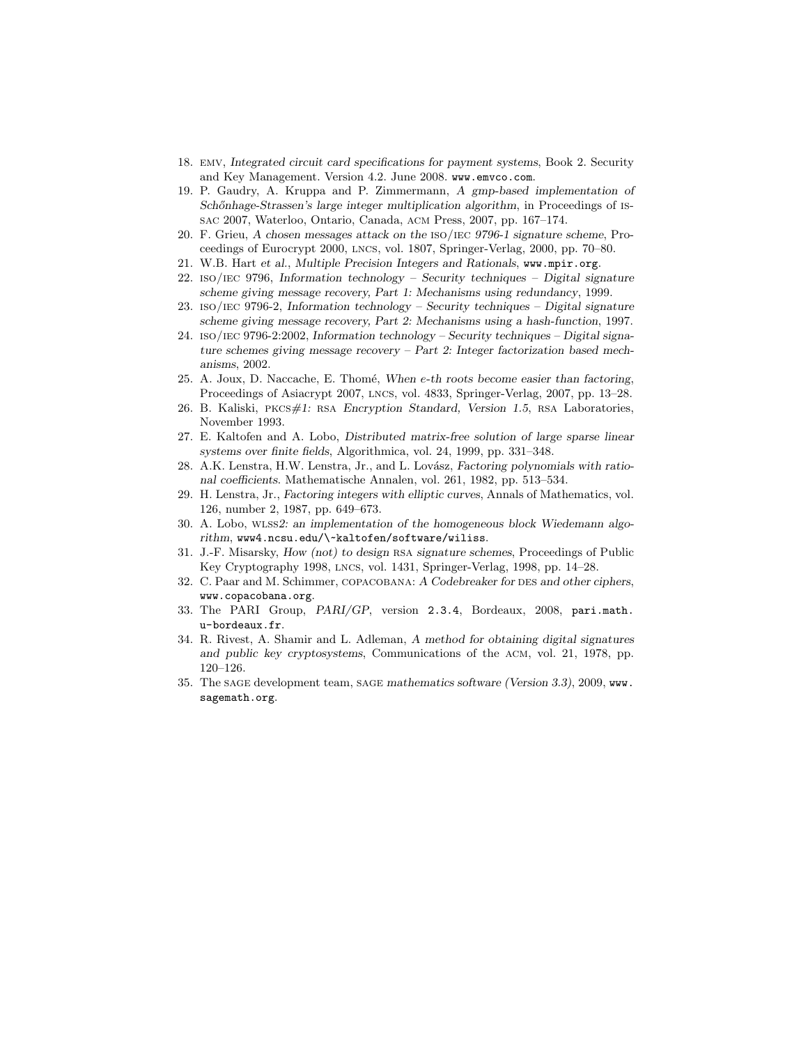18. EMV, *Integrated circuit card specifications for payment systems*, Book 2. Security and Key Management. Version 4.2. June 2008. www.emvco.com.
19. P. Gaudry, A. Kruppa and P. Zimmermann, *A gmp-based implementation of Schőnhage-Strassen's large integer multiplication algorithm*, in Proceedings of ISSAC 2007, Waterloo, Ontario, Canada, ACM Press, 2007, pp. 167–174.
20. F. Grieu, *A chosen messages attack on the* ISO/IEC *9796-1 signature scheme*, Proceedings of Eurocrypt 2000, LNCS, vol. 1807, Springer-Verlag, 2000, pp. 70–80.
21. W.B. Hart *et al.*, *Multiple Precision Integers and Rationals*, www.mpir.org.
22. ISO/IEC 9796, *Information technology – Security techniques – Digital signature scheme giving message recovery, Part 1: Mechanisms using redundancy*, 1999.
23. ISO/IEC 9796-2, *Information technology – Security techniques – Digital signature scheme giving message recovery, Part 2: Mechanisms using a hash-function*, 1997.
24. ISO/IEC 9796-2:2002, *Information technology – Security techniques – Digital signature schemes giving message recovery – Part 2: Integer factorization based mechanisms*, 2002.
25. A. Joux, D. Naccache, E. Thomé, *When e-th roots become easier than factoring*, Proceedings of Asiacrypt 2007, LNCS, vol. 4833, Springer-Verlag, 2007, pp. 13–28.
26. B. Kaliski, PKCS*#1:* RSA *Encryption Standard, Version 1.5*, RSA Laboratories, November 1993.
27. E. Kaltofen and A. Lobo, *Distributed matrix-free solution of large sparse linear systems over finite fields*, Algorithmica, vol. 24, 1999, pp. 331–348.
28. A.K. Lenstra, H.W. Lenstra, Jr., and L. Lovász, *Factoring polynomials with rational coefficients*. Mathematische Annalen, vol. 261, 1982, pp. 513–534.
29. H. Lenstra, Jr., *Factoring integers with elliptic curves*, Annals of Mathematics, vol. 126, number 2, 1987, pp. 649–673.
30. A. Lobo, WLSS*2: an implementation of the homogeneous block Wiedemann algorithm*, www4.ncsu.edu/\~kaltofen/software/wiliss.
31. J.-F. Misarsky, *How (not) to design* RSA *signature schemes*, Proceedings of Public Key Cryptography 1998, LNCS, vol. 1431, Springer-Verlag, 1998, pp. 14–28.
32. C. Paar and M. Schimmer, COPACOBANA: *A Codebreaker for* DES *and other ciphers*, www.copacobana.org.
33. The PARI Group, *PARI/GP*, version 2.3.4, Bordeaux, 2008, pari.math.u-bordeaux.fr.
34. R. Rivest, A. Shamir and L. Adleman, *A method for obtaining digital signatures and public key cryptosystems*, Communications of the ACM, vol. 21, 1978, pp. 120–126.
35. The SAGE development team, SAGE *mathematics software (Version 3.3)*, 2009, www.sagemath.org.